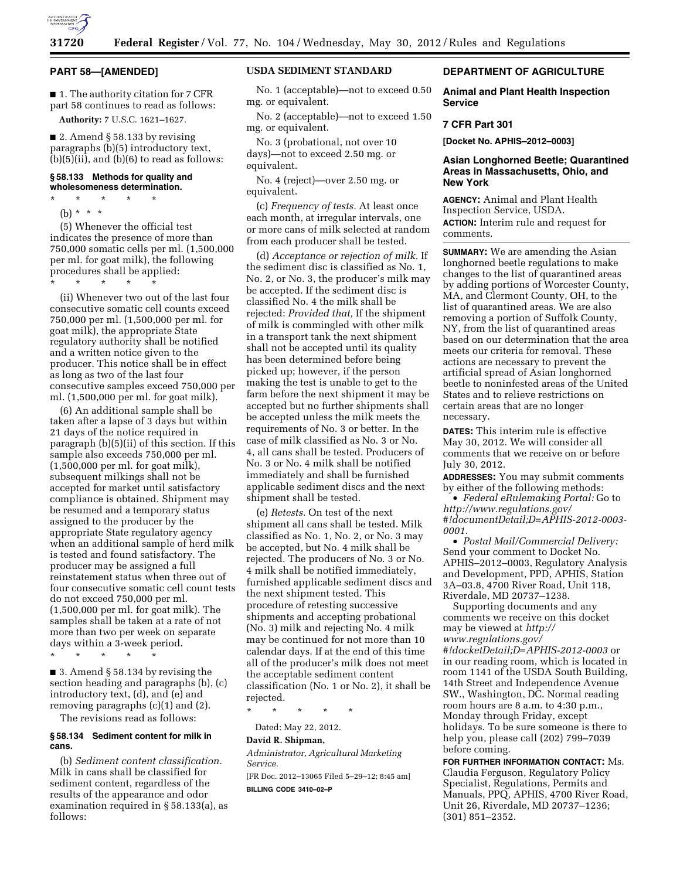## PART 58—[AMENDED]

■ 1. The authority citation for 7 CFR part 58 continues to read as follows:

**Authority:** 7 U.S.C. 1621–1627.

■ 2. Amend § 58.133 by revising paragraphs (b)(5) introductory text, (b)(5)(ii), and (b)(6) to read as follows:

### § 58.133 Methods for quality and wholesomeness determination.

\* \* \* \* \*

(b) \* \* \*

(5) Whenever the official test indicates the presence of more than 750,000 somatic cells per ml. (1,500,000 per ml. for goat milk), the following procedures shall be applied:

\* \* \* \* \*

(ii) Whenever two out of the last four consecutive somatic cell counts exceed 750,000 per ml. (1,500,000 per ml. for goat milk), the appropriate State regulatory authority shall be notified and a written notice given to the producer. This notice shall be in effect as long as two of the last four consecutive samples exceed 750,000 per ml. (1,500,000 per ml. for goat milk).

(6) An additional sample shall be taken after a lapse of 3 days but within 21 days of the notice required in paragraph (b)(5)(ii) of this section. If this sample also exceeds 750,000 per ml. (1,500,000 per ml. for goat milk), subsequent milkings shall not be accepted for market until satisfactory compliance is obtained. Shipment may be resumed and a temporary status assigned to the producer by the appropriate State regulatory agency when an additional sample of herd milk is tested and found satisfactory. The producer may be assigned a full reinstatement status when three out of four consecutive somatic cell count tests do not exceed 750,000 per ml. (1,500,000 per ml. for goat milk). The samples shall be taken at a rate of not more than two per week on separate days within a 3-week period.

\* \* \* \* \*

■ 3. Amend § 58.134 by revising the section heading and paragraphs (b), (c) introductory text, (d), and (e) and removing paragraphs (c)(1) and (2).

The revisions read as follows:

### § 58.134 Sediment content for milk in cans.

(b) *Sediment content classification.* Milk in cans shall be classified for sediment content, regardless of the results of the appearance and odor examination required in § 58.133(a), as follows:

#### USDA SEDIMENT STANDARD

No. 1 (acceptable)—not to exceed 0.50 mg. or equivalent.

No. 2 (acceptable)—not to exceed 1.50 mg. or equivalent.

No. 3 (probational, not over 10 days)—not to exceed 2.50 mg. or equivalent.

No. 4 (reject)—over 2.50 mg. or equivalent.

(c) *Frequency of tests.* At least once each month, at irregular intervals, one or more cans of milk selected at random from each producer shall be tested.

(d) *Acceptance or rejection of milk.* If the sediment disc is classified as No. 1, No. 2, or No. 3, the producer's milk may be accepted. If the sediment disc is classified No. 4 the milk shall be rejected: *Provided that,* If the shipment of milk is commingled with other milk in a transport tank the next shipment shall not be accepted until its quality has been determined before being picked up; however, if the person making the test is unable to get to the farm before the next shipment it may be accepted but no further shipments shall be accepted unless the milk meets the requirements of No. 3 or better. In the case of milk classified as No. 3 or No. 4, all cans shall be tested. Producers of No. 3 or No. 4 milk shall be notified immediately and shall be furnished applicable sediment discs and the next shipment shall be tested.

(e) *Retests.* On test of the next shipment all cans shall be tested. Milk classified as No. 1, No. 2, or No. 3 may be accepted, but No. 4 milk shall be rejected. The producers of No. 3 or No. 4 milk shall be notified immediately, furnished applicable sediment discs and the next shipment tested. This procedure of retesting successive shipments and accepting probational (No. 3) milk and rejecting No. 4 milk may be continued for not more than 10 calendar days. If at the end of this time all of the producer's milk does not meet the acceptable sediment content classification (No. 1 or No. 2), it shall be rejected.

\* \* \* \* \*

Dated: May 22, 2012.

**David R. Shipman,**

*Administrator, Agricultural Marketing Service.*

[FR Doc. 2012–13065 Filed 5–29–12; 8:45 am]

**BILLING CODE 3410–02–P**

## DEPARTMENT OF AGRICULTURE

### Animal and Plant Health Inspection Service

### 7 CFR Part 301

**[Docket No. APHIS–2012–0003]**

### Asian Longhorned Beetle; Quarantined Areas in Massachusetts, Ohio, and New York

**AGENCY:** Animal and Plant Health Inspection Service, USDA.

**ACTION:** Interim rule and request for comments.

**SUMMARY:** We are amending the Asian longhorned beetle regulations to make changes to the list of quarantined areas by adding portions of Worcester County, MA, and Clermont County, OH, to the list of quarantined areas. We are also removing a portion of Suffolk County, NY, from the list of quarantined areas based on our determination that the area meets our criteria for removal. These actions are necessary to prevent the artificial spread of Asian longhorned beetle to noninfested areas of the United States and to relieve restrictions on certain areas that are no longer necessary.

**DATES:** This interim rule is effective May 30, 2012. We will consider all comments that we receive on or before July 30, 2012.

**ADDRESSES:** You may submit comments by either of the following methods:

- *Federal eRulemaking Portal:* Go to *http://www.regulations.gov/#!documentDetail;D=APHIS-2012-0003-0001.*
- *Postal Mail/Commercial Delivery:* Send your comment to Docket No. APHIS–2012–0003, Regulatory Analysis and Development, PPD, APHIS, Station 3A–03.8, 4700 River Road, Unit 118, Riverdale, MD 20737–1238.

Supporting documents and any comments we receive on this docket may be viewed at *http://www.regulations.gov/#!docketDetail;D=APHIS-2012-0003* or in our reading room, which is located in room 1141 of the USDA South Building, 14th Street and Independence Avenue SW., Washington, DC. Normal reading room hours are 8 a.m. to 4:30 p.m., Monday through Friday, except holidays. To be sure someone is there to help you, please call (202) 799–7039 before coming.

**FOR FURTHER INFORMATION CONTACT:** Ms. Claudia Ferguson, Regulatory Policy Specialist, Regulations, Permits and Manuals, PPQ, APHIS, 4700 River Road, Unit 26, Riverdale, MD 20737–1236; (301) 851–2352.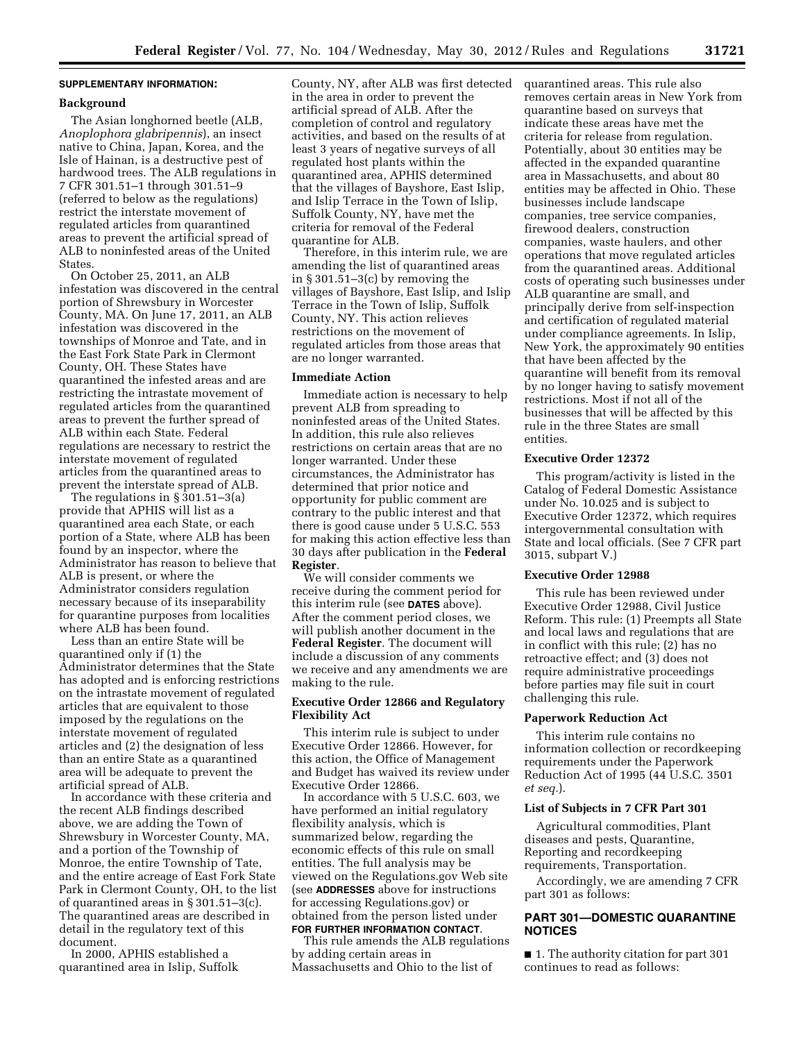**SUPPLEMENTARY INFORMATION:**

## Background

The Asian longhorned beetle (ALB, *Anoplophora glabripennis*), an insect native to China, Japan, Korea, and the Isle of Hainan, is a destructive pest of hardwood trees. The ALB regulations in 7 CFR 301.51–1 through 301.51–9 (referred to below as the regulations) restrict the interstate movement of regulated articles from quarantined areas to prevent the artificial spread of ALB to noninfested areas of the United States.

On October 25, 2011, an ALB infestation was discovered in the central portion of Shrewsbury in Worcester County, MA. On June 17, 2011, an ALB infestation was discovered in the townships of Monroe and Tate, and in the East Fork State Park in Clermont County, OH. These States have quarantined the infested areas and are restricting the intrastate movement of regulated articles from the quarantined areas to prevent the further spread of ALB within each State. Federal regulations are necessary to restrict the interstate movement of regulated articles from the quarantined areas to prevent the interstate spread of ALB.

The regulations in § 301.51–3(a) provide that APHIS will list as a quarantined area each State, or each portion of a State, where ALB has been found by an inspector, where the Administrator has reason to believe that ALB is present, or where the Administrator considers regulation necessary because of its inseparability for quarantine purposes from localities where ALB has been found.

Less than an entire State will be quarantined only if (1) the Administrator determines that the State has adopted and is enforcing restrictions on the intrastate movement of regulated articles that are equivalent to those imposed by the regulations on the interstate movement of regulated articles and (2) the designation of less than an entire State as a quarantined area will be adequate to prevent the artificial spread of ALB.

In accordance with these criteria and the recent ALB findings described above, we are adding the Town of Shrewsbury in Worcester County, MA, and a portion of the Township of Monroe, the entire Township of Tate, and the entire acreage of East Fork State Park in Clermont County, OH, to the list of quarantined areas in § 301.51–3(c). The quarantined areas are described in detail in the regulatory text of this document.

In 2000, APHIS established a quarantined area in Islip, Suffolk County, NY, after ALB was first detected in the area in order to prevent the artificial spread of ALB. After the completion of control and regulatory activities, and based on the results of at least 3 years of negative surveys of all regulated host plants within the quarantined area, APHIS determined that the villages of Bayshore, East Islip, and Islip Terrace in the Town of Islip, Suffolk County, NY, have met the criteria for removal of the Federal quarantine for ALB.

Therefore, in this interim rule, we are amending the list of quarantined areas in § 301.51–3(c) by removing the villages of Bayshore, East Islip, and Islip Terrace in the Town of Islip, Suffolk County, NY. This action relieves restrictions on the movement of regulated articles from those areas that are no longer warranted.

## Immediate Action

Immediate action is necessary to help prevent ALB from spreading to noninfested areas of the United States. In addition, this rule also relieves restrictions on certain areas that are no longer warranted. Under these circumstances, the Administrator has determined that prior notice and opportunity for public comment are contrary to the public interest and that there is good cause under 5 U.S.C. 553 for making this action effective less than 30 days after publication in the **Federal Register**.

We will consider comments we receive during the comment period for this interim rule (see **DATES** above). After the comment period closes, we will publish another document in the **Federal Register**. The document will include a discussion of any comments we receive and any amendments we are making to the rule.

## Executive Order 12866 and Regulatory Flexibility Act

This interim rule is subject to under Executive Order 12866. However, for this action, the Office of Management and Budget has waived its review under Executive Order 12866.

In accordance with 5 U.S.C. 603, we have performed an initial regulatory flexibility analysis, which is summarized below, regarding the economic effects of this rule on small entities. The full analysis may be viewed on the Regulations.gov Web site (see **ADDRESSES** above for instructions for accessing Regulations.gov) or obtained from the person listed under **FOR FURTHER INFORMATION CONTACT**.

This rule amends the ALB regulations by adding certain areas in Massachusetts and Ohio to the list of quarantined areas. This rule also removes certain areas in New York from quarantine based on surveys that indicate these areas have met the criteria for release from regulation. Potentially, about 30 entities may be affected in the expanded quarantine area in Massachusetts, and about 80 entities may be affected in Ohio. These businesses include landscape companies, tree service companies, firewood dealers, construction companies, waste haulers, and other operations that move regulated articles from the quarantined areas. Additional costs of operating such businesses under ALB quarantine are small, and principally derive from self-inspection and certification of regulated material under compliance agreements. In Islip, New York, the approximately 90 entities that have been affected by the quarantine will benefit from its removal by no longer having to satisfy movement restrictions. Most if not all of the businesses that will be affected by this rule in the three States are small entities.

## Executive Order 12372

This program/activity is listed in the Catalog of Federal Domestic Assistance under No. 10.025 and is subject to Executive Order 12372, which requires intergovernmental consultation with State and local officials. (See 7 CFR part 3015, subpart V.)

## Executive Order 12988

This rule has been reviewed under Executive Order 12988, Civil Justice Reform. This rule: (1) Preempts all State and local laws and regulations that are in conflict with this rule; (2) has no retroactive effect; and (3) does not require administrative proceedings before parties may file suit in court challenging this rule.

## Paperwork Reduction Act

This interim rule contains no information collection or recordkeeping requirements under the Paperwork Reduction Act of 1995 (44 U.S.C. 3501 *et seq.*).

## List of Subjects in 7 CFR Part 301

Agricultural commodities, Plant diseases and pests, Quarantine, Reporting and recordkeeping requirements, Transportation.

Accordingly, we are amending 7 CFR part 301 as follows:

## PART 301—DOMESTIC QUARANTINE NOTICES

■ 1. The authority citation for part 301 continues to read as follows: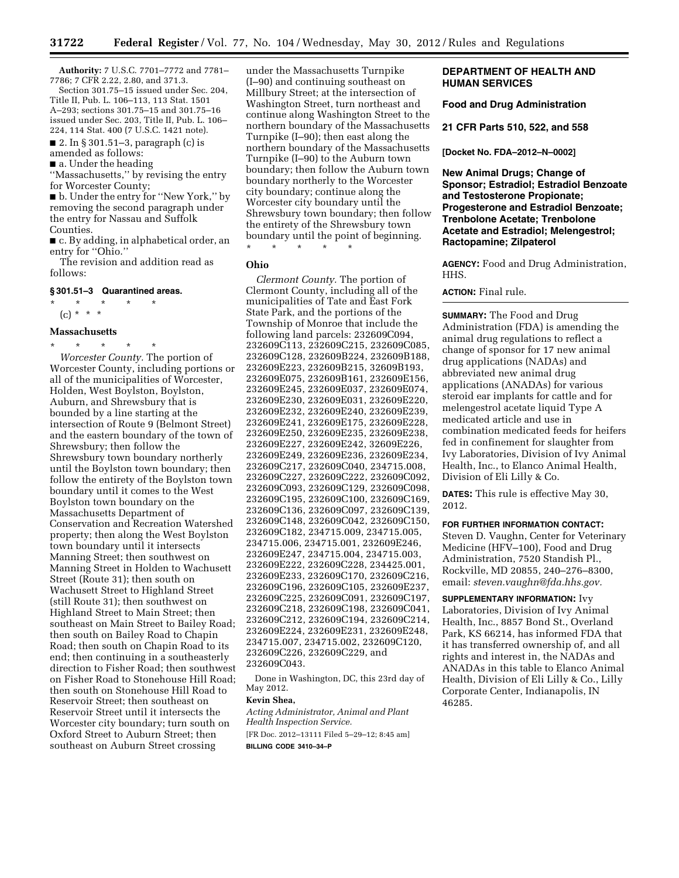**Authority:** 7 U.S.C. 7701–7772 and 7781–7786; 7 CFR 2.22, 2.80, and 371.3.

Section 301.75–15 issued under Sec. 204, Title II, Pub. L. 106–113, 113 Stat. 1501 A–293; sections 301.75–15 and 301.75–16 issued under Sec. 203, Title II, Pub. L. 106–224, 114 Stat. 400 (7 U.S.C. 1421 note).

■ 2. In § 301.51–3, paragraph (c) is amended as follows:

■ a. Under the heading ''Massachusetts,'' by revising the entry for Worcester County;

■ b. Under the entry for ''New York,'' by removing the second paragraph under the entry for Nassau and Suffolk Counties.

■ c. By adding, in alphabetical order, an entry for ''Ohio.''

The revision and addition read as follows:

#### § 301.51–3 Quarantined areas.

\* \* \* \* \*

(c) \* \* \*

**Massachusetts**

\* \* \* \* \*

*Worcester County.* The portion of Worcester County, including portions or all of the municipalities of Worcester, Holden, West Boylston, Boylston, Auburn, and Shrewsbury that is bounded by a line starting at the intersection of Route 9 (Belmont Street) and the eastern boundary of the town of Shrewsbury; then follow the Shrewsbury town boundary northerly until the Boylston town boundary; then follow the entirety of the Boylston town boundary until it comes to the West Boylston town boundary on the Massachusetts Department of Conservation and Recreation Watershed property; then along the West Boylston town boundary until it intersects Manning Street; then southwest on Manning Street in Holden to Wachusett Street (Route 31); then south on Wachusett Street to Highland Street (still Route 31); then southwest on Highland Street to Main Street; then southeast on Main Street to Bailey Road; then south on Bailey Road to Chapin Road; then south on Chapin Road to its end; then continuing in a southeasterly direction to Fisher Road; then southwest on Fisher Road to Stonehouse Hill Road; then south on Stonehouse Hill Road to Reservoir Street; then southeast on Reservoir Street until it intersects the Worcester city boundary; turn south on Oxford Street to Auburn Street; then southeast on Auburn Street crossing under the Massachusetts Turnpike (I–90) and continuing southeast on Millbury Street; at the intersection of Washington Street, turn northeast and continue along Washington Street to the northern boundary of the Massachusetts Turnpike (I–90); then east along the northern boundary of the Massachusetts Turnpike (I–90) to the Auburn town boundary; then follow the Auburn town boundary northerly to the Worcester city boundary; continue along the Worcester city boundary until the Shrewsbury town boundary; then follow the entirety of the Shrewsbury town boundary until the point of beginning.

\* \* \* \* \*

**Ohio**

*Clermont County.* The portion of Clermont County, including all of the municipalities of Tate and East Fork State Park, and the portions of the Township of Monroe that include the following land parcels: 232609C094, 232609C113, 232609C215, 232609C085, 232609C128, 232609B224, 232609B188, 232609E223, 232609B215, 32609B193, 232609E075, 232609B161, 232609E156, 232609E245, 232609E037, 232609E074, 232609E230, 232609E031, 232609E220, 232609E232, 232609E240, 232609E239, 232609E241, 232609E175, 232609E228, 232609E250, 232609E235, 232609E238, 232609E227, 232609E242, 32609E226, 232609E249, 232609E236, 232609E234, 232609C217, 232609C040, 234715.008, 232609C227, 232609C222, 232609C092, 232609C093, 232609C129, 232609C098, 232609C195, 232609C100, 232609C169, 232609C136, 232609C097, 232609C139, 232609C148, 232609C042, 232609C150, 232609C182, 234715.009, 234715.005, 234715.006, 234715.001, 232609E246, 232609E247, 234715.004, 234715.003, 232609E222, 232609C228, 234425.001, 232609E233, 232609C170, 232609C216, 232609C196, 232609C105, 232609E237, 232609C225, 232609C091, 232609C197, 232609C218, 232609C198, 232609C041, 232609C212, 232609C194, 232609C214, 232609E224, 232609E231, 232609E248, 234715.007, 234715.002, 232609C120, 232609C226, 232609C229, and 232609C043.

Done in Washington, DC, this 23rd day of May 2012.

**Kevin Shea,**

*Acting Administrator, Animal and Plant Health Inspection Service.*

[FR Doc. 2012–13111 Filed 5–29–12; 8:45 am]

**BILLING CODE 3410–34–P**

## DEPARTMENT OF HEALTH AND HUMAN SERVICES

### Food and Drug Administration

### 21 CFR Parts 510, 522, and 558

**[Docket No. FDA–2012–N–0002]**

## New Animal Drugs; Change of Sponsor; Estradiol; Estradiol Benzoate and Testosterone Propionate; Progesterone and Estradiol Benzoate; Trenbolone Acetate; Trenbolone Acetate and Estradiol; Melengestrol; Ractopamine; Zilpaterol

**AGENCY:** Food and Drug Administration, HHS.

**ACTION:** Final rule.

**SUMMARY:** The Food and Drug Administration (FDA) is amending the animal drug regulations to reflect a change of sponsor for 17 new animal drug applications (NADAs) and abbreviated new animal drug applications (ANADAs) for various steroid ear implants for cattle and for melengestrol acetate liquid Type A medicated article and use in combination medicated feeds for heifers fed in confinement for slaughter from Ivy Laboratories, Division of Ivy Animal Health, Inc., to Elanco Animal Health, Division of Eli Lilly & Co.

**DATES:** This rule is effective May 30, 2012.

**FOR FURTHER INFORMATION CONTACT:** Steven D. Vaughn, Center for Veterinary Medicine (HFV–100), Food and Drug Administration, 7520 Standish Pl., Rockville, MD 20855, 240–276–8300, email: *steven.vaughn@fda.hhs.gov.*

**SUPPLEMENTARY INFORMATION:** Ivy Laboratories, Division of Ivy Animal Health, Inc., 8857 Bond St., Overland Park, KS 66214, has informed FDA that it has transferred ownership of, and all rights and interest in, the NADAs and ANADAs in this table to Elanco Animal Health, Division of Eli Lilly & Co., Lilly Corporate Center, Indianapolis, IN 46285.